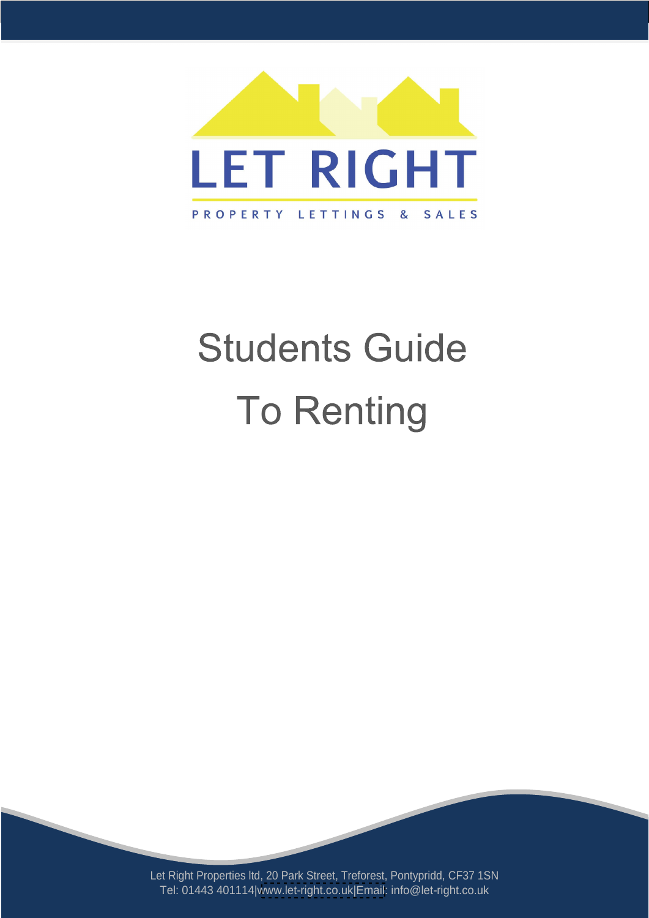LET RIGHT

PROPERTY LETTINGS & SALES

# Students Guide To Renting

Let Right Properties ltd, 20 Park Street, Treforest, Pontypridd, CF37 1SN
Tel: 01443 401114|www.let-right.co.uk|Email: info@let-right.co.uk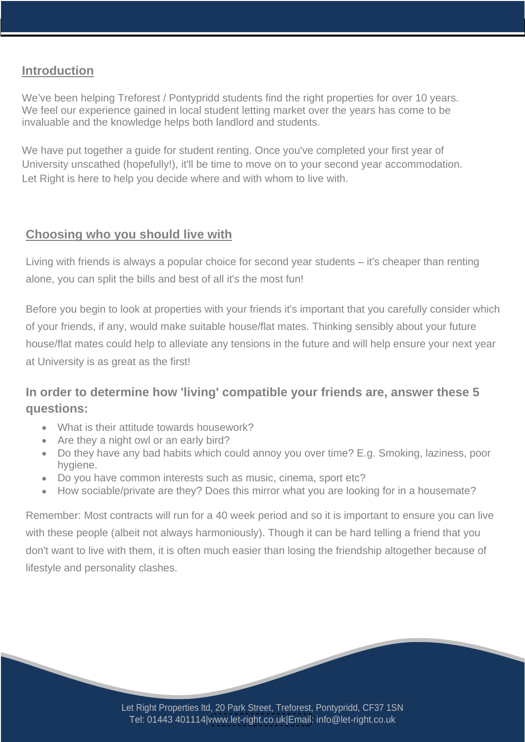## Introduction

We've been helping Treforest / Pontypridd students find the right properties for over 10 years. We feel our experience gained in local student letting market over the years has come to be invaluable and the knowledge helps both landlord and students.

We have put together a guide for student renting. Once you've completed your first year of University unscathed (hopefully!), it'll be time to move on to your second year accommodation. Let Right is here to help you decide where and with whom to live with.

## Choosing who you should live with

Living with friends is always a popular choice for second year students – it's cheaper than renting alone, you can split the bills and best of all it's the most fun!

Before you begin to look at properties with your friends it's important that you carefully consider which of your friends, if any, would make suitable house/flat mates. Thinking sensibly about your future house/flat mates could help to alleviate any tensions in the future and will help ensure your next year at University is as great as the first!

### In order to determine how 'living' compatible your friends are, answer these 5 questions:

- What is their attitude towards housework?
- Are they a night owl or an early bird?
- Do they have any bad habits which could annoy you over time? E.g. Smoking, laziness, poor hygiene.
- Do you have common interests such as music, cinema, sport etc?
- How sociable/private are they? Does this mirror what you are looking for in a housemate?

Remember: Most contracts will run for a 40 week period and so it is important to ensure you can live with these people (albeit not always harmoniously). Though it can be hard telling a friend that you don't want to live with them, it is often much easier than losing the friendship altogether because of lifestyle and personality clashes.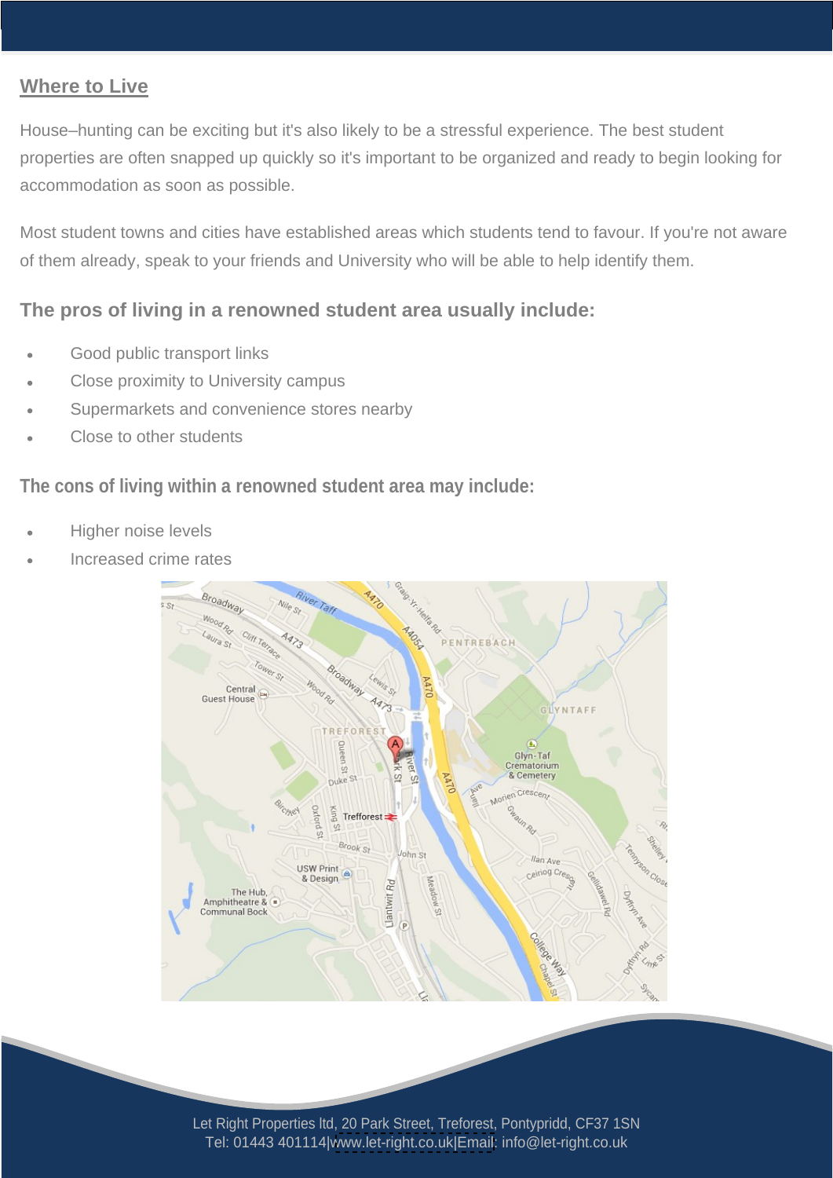## Where to Live

House–hunting can be exciting but it's also likely to be a stressful experience. The best student properties are often snapped up quickly so it's important to be organized and ready to begin looking for accommodation as soon as possible.

Most student towns and cities have established areas which students tend to favour. If you're not aware of them already, speak to your friends and University who will be able to help identify them.

### The pros of living in a renowned student area usually include:

- Good public transport links
- Close proximity to University campus
- Supermarkets and convenience stores nearby
- Close to other students

### The cons of living within a renowned student area may include:

- Higher noise levels
- Increased crime rates

Let Right Properties ltd, 20 Park Street, Treforest, Pontypridd, CF37 1SN
Tel: 01443 401114|www.let-right.co.uk|Email: info@let-right.co.uk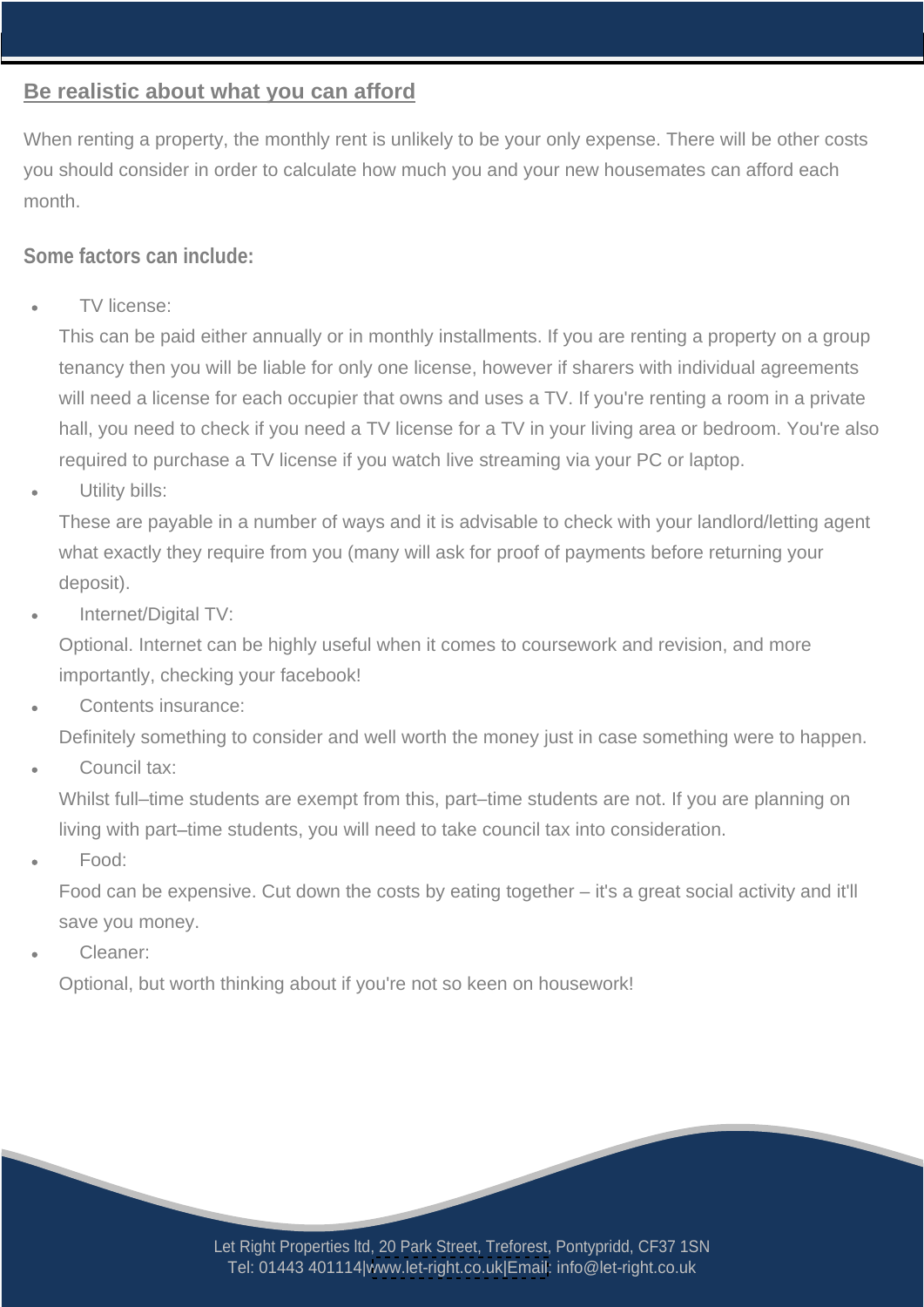## Be realistic about what you can afford

When renting a property, the monthly rent is unlikely to be your only expense. There will be other costs you should consider in order to calculate how much you and your new housemates can afford each month.

### Some factors can include:

- TV license:
  This can be paid either annually or in monthly installments. If you are renting a property on a group tenancy then you will be liable for only one license, however if sharers with individual agreements will need a license for each occupier that owns and uses a TV. If you're renting a room in a private hall, you need to check if you need a TV license for a TV in your living area or bedroom. You're also required to purchase a TV license if you watch live streaming via your PC or laptop.
- Utility bills:
  These are payable in a number of ways and it is advisable to check with your landlord/letting agent what exactly they require from you (many will ask for proof of payments before returning your deposit).
- Internet/Digital TV:
  Optional. Internet can be highly useful when it comes to coursework and revision, and more importantly, checking your facebook!
- Contents insurance:
  Definitely something to consider and well worth the money just in case something were to happen.
- Council tax:
  Whilst full–time students are exempt from this, part–time students are not. If you are planning on living with part–time students, you will need to take council tax into consideration.
- Food:
  Food can be expensive. Cut down the costs by eating together – it's a great social activity and it'll save you money.
- Cleaner:
  Optional, but worth thinking about if you're not so keen on housework!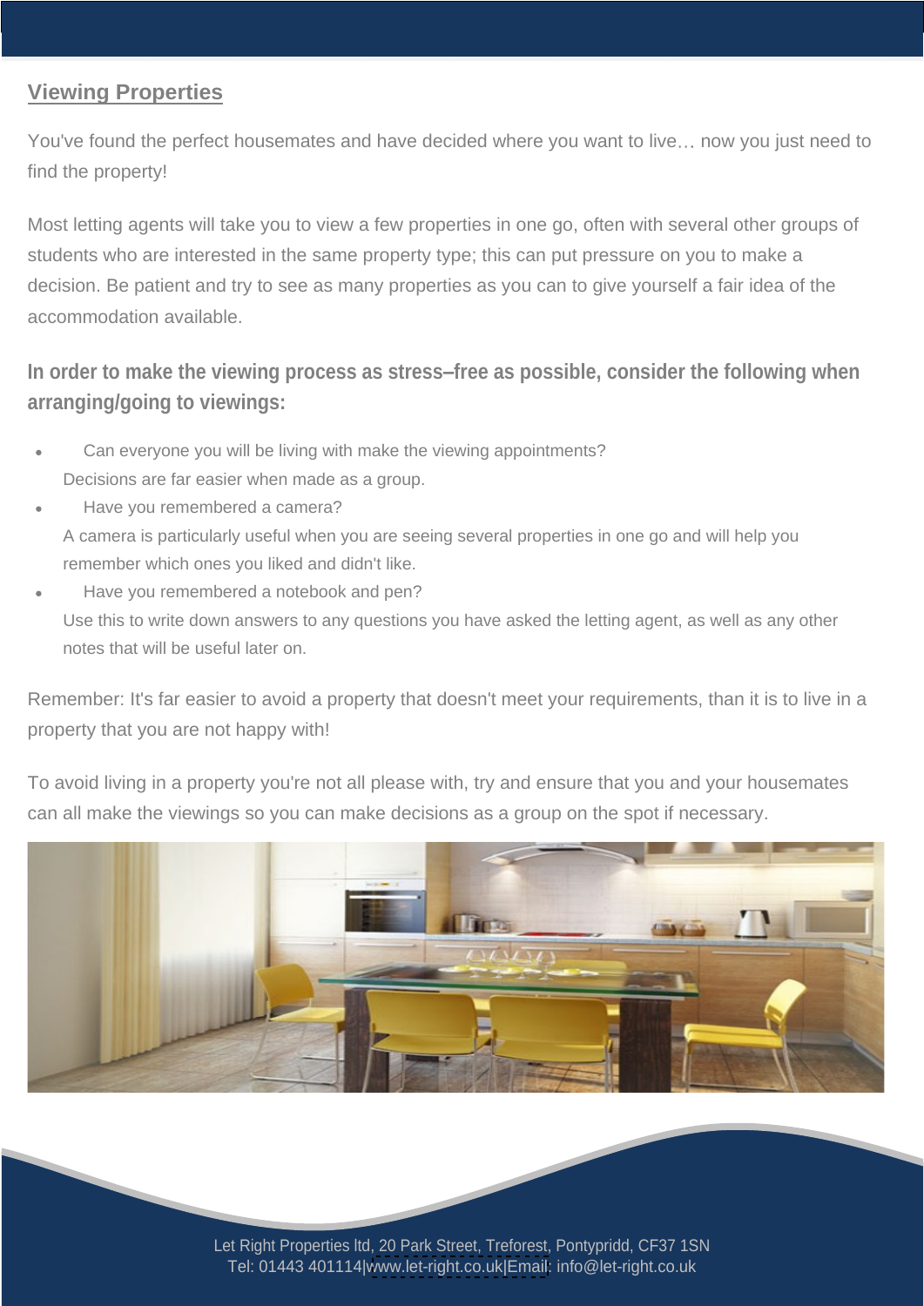## Viewing Properties

You've found the perfect housemates and have decided where you want to live… now you just need to find the property!

Most letting agents will take you to view a few properties in one go, often with several other groups of students who are interested in the same property type; this can put pressure on you to make a decision. Be patient and try to see as many properties as you can to give yourself a fair idea of the accommodation available.

**In order to make the viewing process as stress–free as possible, consider the following when arranging/going to viewings:**

- Can everyone you will be living with make the viewing appointments?
  Decisions are far easier when made as a group.
- Have you remembered a camera?
  A camera is particularly useful when you are seeing several properties in one go and will help you remember which ones you liked and didn't like.
- Have you remembered a notebook and pen?
  Use this to write down answers to any questions you have asked the letting agent, as well as any other notes that will be useful later on.

Remember: It's far easier to avoid a property that doesn't meet your requirements, than it is to live in a property that you are not happy with!

To avoid living in a property you're not all please with, try and ensure that you and your housemates can all make the viewings so you can make decisions as a group on the spot if necessary.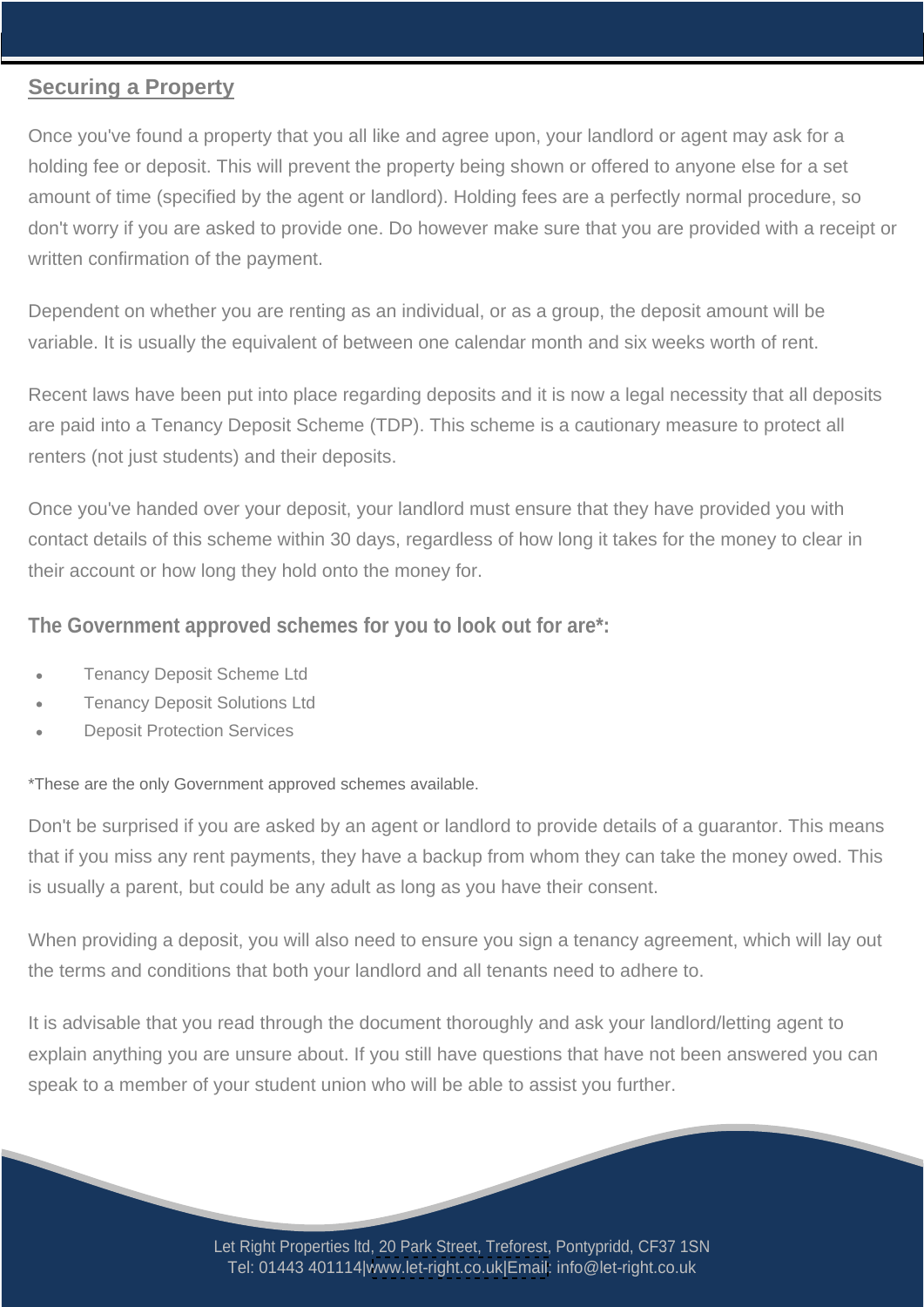## Securing a Property

Once you've found a property that you all like and agree upon, your landlord or agent may ask for a holding fee or deposit. This will prevent the property being shown or offered to anyone else for a set amount of time (specified by the agent or landlord). Holding fees are a perfectly normal procedure, so don't worry if you are asked to provide one. Do however make sure that you are provided with a receipt or written confirmation of the payment.

Dependent on whether you are renting as an individual, or as a group, the deposit amount will be variable. It is usually the equivalent of between one calendar month and six weeks worth of rent.

Recent laws have been put into place regarding deposits and it is now a legal necessity that all deposits are paid into a Tenancy Deposit Scheme (TDP). This scheme is a cautionary measure to protect all renters (not just students) and their deposits.

Once you've handed over your deposit, your landlord must ensure that they have provided you with contact details of this scheme within 30 days, regardless of how long it takes for the money to clear in their account or how long they hold onto the money for.

### The Government approved schemes for you to look out for are*:

- Tenancy Deposit Scheme Ltd
- Tenancy Deposit Solutions Ltd
- Deposit Protection Services

*These are the only Government approved schemes available.

Don't be surprised if you are asked by an agent or landlord to provide details of a guarantor. This means that if you miss any rent payments, they have a backup from whom they can take the money owed. This is usually a parent, but could be any adult as long as you have their consent.

When providing a deposit, you will also need to ensure you sign a tenancy agreement, which will lay out the terms and conditions that both your landlord and all tenants need to adhere to.

It is advisable that you read through the document thoroughly and ask your landlord/letting agent to explain anything you are unsure about. If you still have questions that have not been answered you can speak to a member of your student union who will be able to assist you further.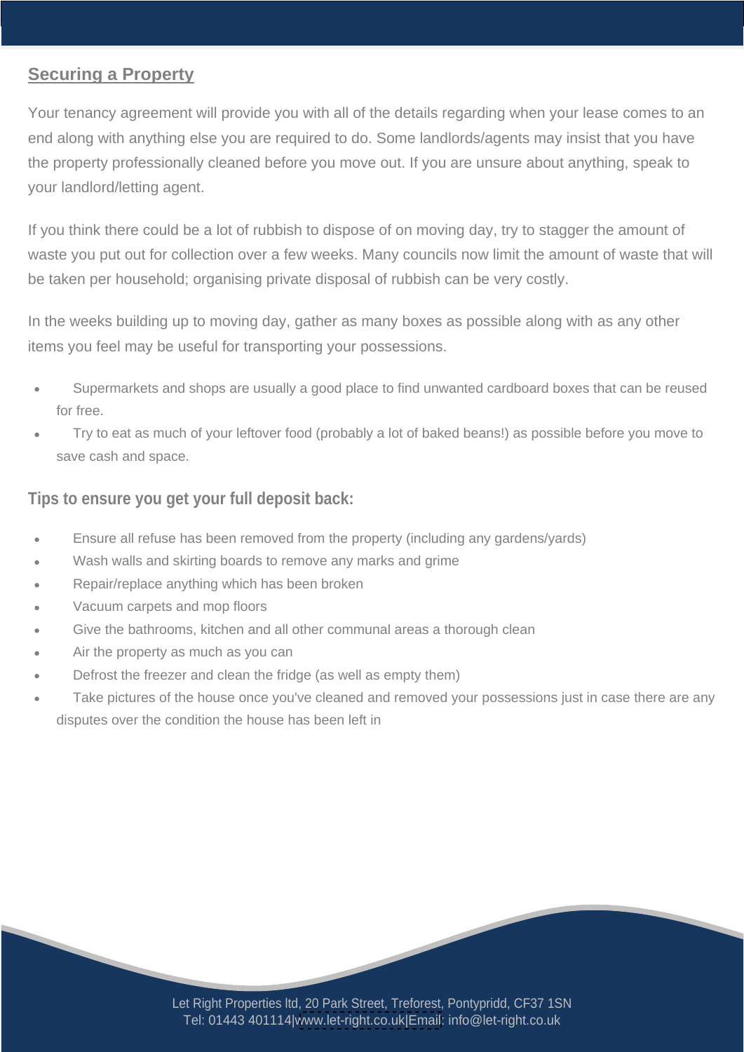## Securing a Property

Your tenancy agreement will provide you with all of the details regarding when your lease comes to an end along with anything else you are required to do. Some landlords/agents may insist that you have the property professionally cleaned before you move out. If you are unsure about anything, speak to your landlord/letting agent.

If you think there could be a lot of rubbish to dispose of on moving day, try to stagger the amount of waste you put out for collection over a few weeks. Many councils now limit the amount of waste that will be taken per household; organising private disposal of rubbish can be very costly.

In the weeks building up to moving day, gather as many boxes as possible along with as any other items you feel may be useful for transporting your possessions.

- Supermarkets and shops are usually a good place to find unwanted cardboard boxes that can be reused for free.
- Try to eat as much of your leftover food (probably a lot of baked beans!) as possible before you move to save cash and space.

### Tips to ensure you get your full deposit back:

- Ensure all refuse has been removed from the property (including any gardens/yards)
- Wash walls and skirting boards to remove any marks and grime
- Repair/replace anything which has been broken
- Vacuum carpets and mop floors
- Give the bathrooms, kitchen and all other communal areas a thorough clean
- Air the property as much as you can
- Defrost the freezer and clean the fridge (as well as empty them)
- Take pictures of the house once you've cleaned and removed your possessions just in case there are any disputes over the condition the house has been left in